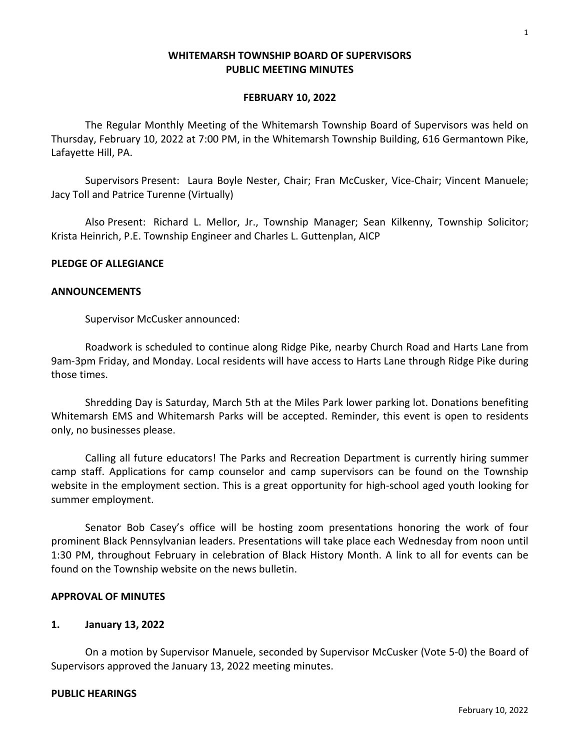# WHITEMARSH TOWNSHIP BOARD OF SUPERVISORS
# PUBLIC MEETING MINUTES

## FEBRUARY 10, 2022

The Regular Monthly Meeting of the Whitemarsh Township Board of Supervisors was held on Thursday, February 10, 2022 at 7:00 PM, in the Whitemarsh Township Building, 616 Germantown Pike, Lafayette Hill, PA.

Supervisors Present: Laura Boyle Nester, Chair; Fran McCusker, Vice-Chair; Vincent Manuele; Jacy Toll and Patrice Turenne (Virtually)

Also Present: Richard L. Mellor, Jr., Township Manager; Sean Kilkenny, Township Solicitor; Krista Heinrich, P.E. Township Engineer and Charles L. Guttenplan, AICP

**PLEDGE OF ALLEGIANCE**

**ANNOUNCEMENTS**

Supervisor McCusker announced:

Roadwork is scheduled to continue along Ridge Pike, nearby Church Road and Harts Lane from 9am-3pm Friday, and Monday. Local residents will have access to Harts Lane through Ridge Pike during those times.

Shredding Day is Saturday, March 5th at the Miles Park lower parking lot. Donations benefiting Whitemarsh EMS and Whitemarsh Parks will be accepted. Reminder, this event is open to residents only, no businesses please.

Calling all future educators! The Parks and Recreation Department is currently hiring summer camp staff. Applications for camp counselor and camp supervisors can be found on the Township website in the employment section. This is a great opportunity for high-school aged youth looking for summer employment.

Senator Bob Casey's office will be hosting zoom presentations honoring the work of four prominent Black Pennsylvanian leaders. Presentations will take place each Wednesday from noon until 1:30 PM, throughout February in celebration of Black History Month. A link to all for events can be found on the Township website on the news bulletin.

**APPROVAL OF MINUTES**

**1. January 13, 2022**

On a motion by Supervisor Manuele, seconded by Supervisor McCusker (Vote 5-0) the Board of Supervisors approved the January 13, 2022 meeting minutes.

**PUBLIC HEARINGS**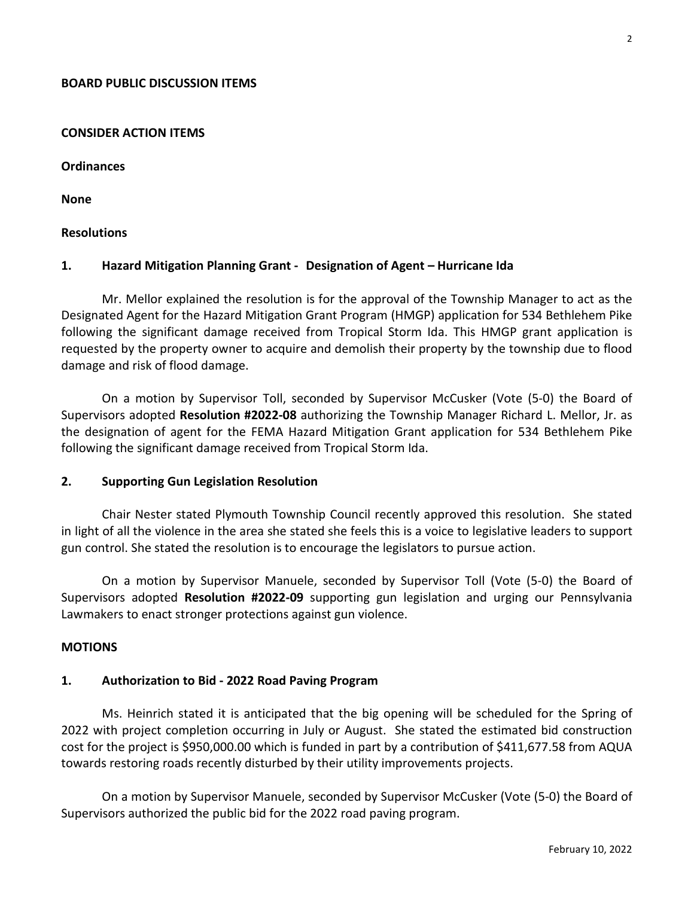**BOARD PUBLIC DISCUSSION ITEMS**

**CONSIDER ACTION ITEMS**

**Ordinances**

**None**

**Resolutions**

**1. Hazard Mitigation Planning Grant - Designation of Agent – Hurricane Ida**

Mr. Mellor explained the resolution is for the approval of the Township Manager to act as the Designated Agent for the Hazard Mitigation Grant Program (HMGP) application for 534 Bethlehem Pike following the significant damage received from Tropical Storm Ida. This HMGP grant application is requested by the property owner to acquire and demolish their property by the township due to flood damage and risk of flood damage.

On a motion by Supervisor Toll, seconded by Supervisor McCusker (Vote (5-0) the Board of Supervisors adopted **Resolution #2022-08** authorizing the Township Manager Richard L. Mellor, Jr. as the designation of agent for the FEMA Hazard Mitigation Grant application for 534 Bethlehem Pike following the significant damage received from Tropical Storm Ida.

**2. Supporting Gun Legislation Resolution**

Chair Nester stated Plymouth Township Council recently approved this resolution. She stated in light of all the violence in the area she stated she feels this is a voice to legislative leaders to support gun control. She stated the resolution is to encourage the legislators to pursue action.

On a motion by Supervisor Manuele, seconded by Supervisor Toll (Vote (5-0) the Board of Supervisors adopted **Resolution #2022-09** supporting gun legislation and urging our Pennsylvania Lawmakers to enact stronger protections against gun violence.

**MOTIONS**

**1. Authorization to Bid - 2022 Road Paving Program**

Ms. Heinrich stated it is anticipated that the big opening will be scheduled for the Spring of 2022 with project completion occurring in July or August. She stated the estimated bid construction cost for the project is $950,000.00 which is funded in part by a contribution of $411,677.58 from AQUA towards restoring roads recently disturbed by their utility improvements projects.

On a motion by Supervisor Manuele, seconded by Supervisor McCusker (Vote (5-0) the Board of Supervisors authorized the public bid for the 2022 road paving program.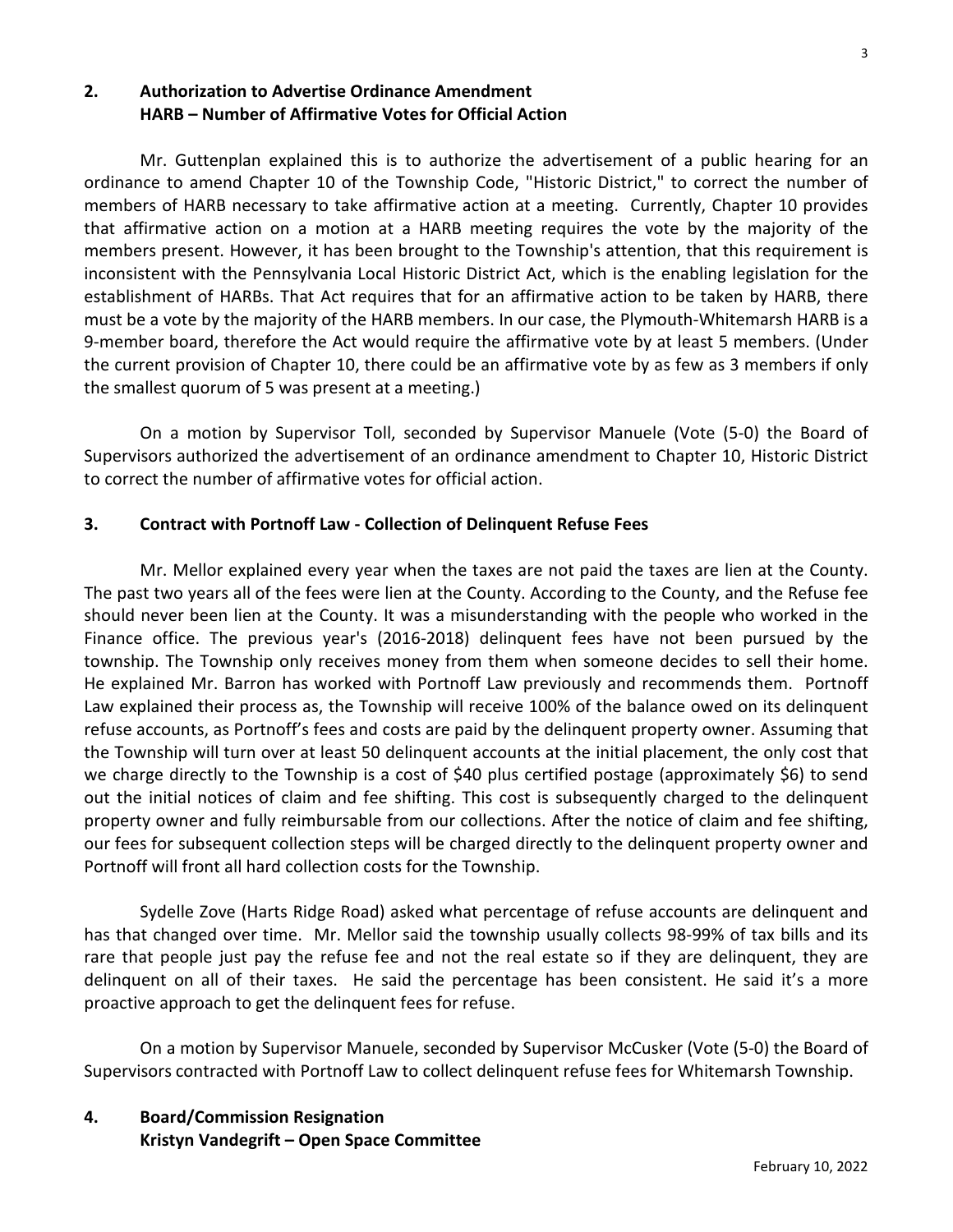## 2. Authorization to Advertise Ordinance Amendment HARB – Number of Affirmative Votes for Official Action

Mr. Guttenplan explained this is to authorize the advertisement of a public hearing for an ordinance to amend Chapter 10 of the Township Code, "Historic District," to correct the number of members of HARB necessary to take affirmative action at a meeting. Currently, Chapter 10 provides that affirmative action on a motion at a HARB meeting requires the vote by the majority of the members present. However, it has been brought to the Township's attention, that this requirement is inconsistent with the Pennsylvania Local Historic District Act, which is the enabling legislation for the establishment of HARBs. That Act requires that for an affirmative action to be taken by HARB, there must be a vote by the majority of the HARB members. In our case, the Plymouth-Whitemarsh HARB is a 9-member board, therefore the Act would require the affirmative vote by at least 5 members. (Under the current provision of Chapter 10, there could be an affirmative vote by as few as 3 members if only the smallest quorum of 5 was present at a meeting.)

On a motion by Supervisor Toll, seconded by Supervisor Manuele (Vote (5-0) the Board of Supervisors authorized the advertisement of an ordinance amendment to Chapter 10, Historic District to correct the number of affirmative votes for official action.

## 3. Contract with Portnoff Law - Collection of Delinquent Refuse Fees

Mr. Mellor explained every year when the taxes are not paid the taxes are lien at the County. The past two years all of the fees were lien at the County. According to the County, and the Refuse fee should never been lien at the County. It was a misunderstanding with the people who worked in the Finance office. The previous year's (2016-2018) delinquent fees have not been pursued by the township. The Township only receives money from them when someone decides to sell their home. He explained Mr. Barron has worked with Portnoff Law previously and recommends them. Portnoff Law explained their process as, the Township will receive 100% of the balance owed on its delinquent refuse accounts, as Portnoff's fees and costs are paid by the delinquent property owner. Assuming that the Township will turn over at least 50 delinquent accounts at the initial placement, the only cost that we charge directly to the Township is a cost of $40 plus certified postage (approximately $6) to send out the initial notices of claim and fee shifting. This cost is subsequently charged to the delinquent property owner and fully reimbursable from our collections. After the notice of claim and fee shifting, our fees for subsequent collection steps will be charged directly to the delinquent property owner and Portnoff will front all hard collection costs for the Township.

Sydelle Zove (Harts Ridge Road) asked what percentage of refuse accounts are delinquent and has that changed over time. Mr. Mellor said the township usually collects 98-99% of tax bills and its rare that people just pay the refuse fee and not the real estate so if they are delinquent, they are delinquent on all of their taxes. He said the percentage has been consistent. He said it's a more proactive approach to get the delinquent fees for refuse.

On a motion by Supervisor Manuele, seconded by Supervisor McCusker (Vote (5-0) the Board of Supervisors contracted with Portnoff Law to collect delinquent refuse fees for Whitemarsh Township.

## 4. Board/Commission Resignation Kristyn Vandegrift – Open Space Committee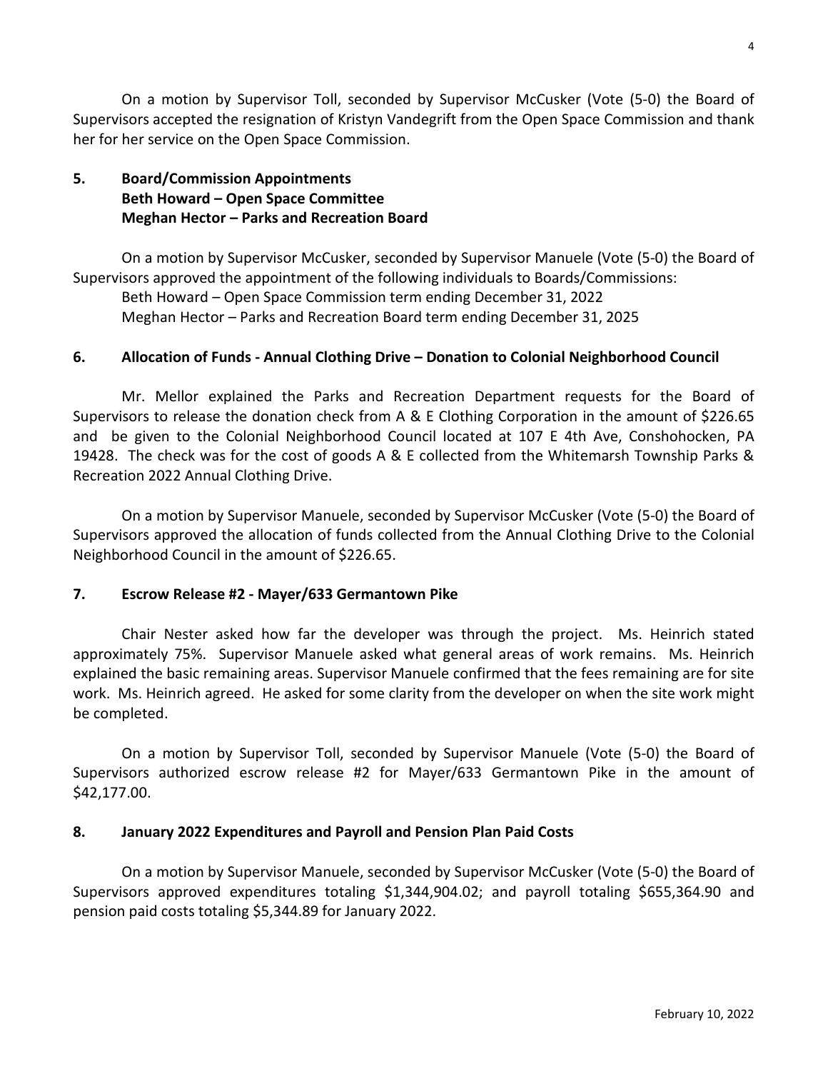On a motion by Supervisor Toll, seconded by Supervisor McCusker (Vote (5-0) the Board of Supervisors accepted the resignation of Kristyn Vandegrift from the Open Space Commission and thank her for her service on the Open Space Commission.

## 5. Board/Commission Appointments
**Beth Howard – Open Space Committee**
**Meghan Hector – Parks and Recreation Board**

On a motion by Supervisor McCusker, seconded by Supervisor Manuele (Vote (5-0) the Board of Supervisors approved the appointment of the following individuals to Boards/Commissions:

Beth Howard – Open Space Commission term ending December 31, 2022
Meghan Hector – Parks and Recreation Board term ending December 31, 2025

## 6. Allocation of Funds - Annual Clothing Drive – Donation to Colonial Neighborhood Council

Mr. Mellor explained the Parks and Recreation Department requests for the Board of Supervisors to release the donation check from A & E Clothing Corporation in the amount of $226.65 and be given to the Colonial Neighborhood Council located at 107 E 4th Ave, Conshohocken, PA 19428. The check was for the cost of goods A & E collected from the Whitemarsh Township Parks & Recreation 2022 Annual Clothing Drive.

On a motion by Supervisor Manuele, seconded by Supervisor McCusker (Vote (5-0) the Board of Supervisors approved the allocation of funds collected from the Annual Clothing Drive to the Colonial Neighborhood Council in the amount of $226.65.

## 7. Escrow Release #2 - Mayer/633 Germantown Pike

Chair Nester asked how far the developer was through the project. Ms. Heinrich stated approximately 75%. Supervisor Manuele asked what general areas of work remains. Ms. Heinrich explained the basic remaining areas. Supervisor Manuele confirmed that the fees remaining are for site work. Ms. Heinrich agreed. He asked for some clarity from the developer on when the site work might be completed.

On a motion by Supervisor Toll, seconded by Supervisor Manuele (Vote (5-0) the Board of Supervisors authorized escrow release #2 for Mayer/633 Germantown Pike in the amount of $42,177.00.

## 8. January 2022 Expenditures and Payroll and Pension Plan Paid Costs

On a motion by Supervisor Manuele, seconded by Supervisor McCusker (Vote (5-0) the Board of Supervisors approved expenditures totaling $1,344,904.02; and payroll totaling $655,364.90 and pension paid costs totaling $5,344.89 for January 2022.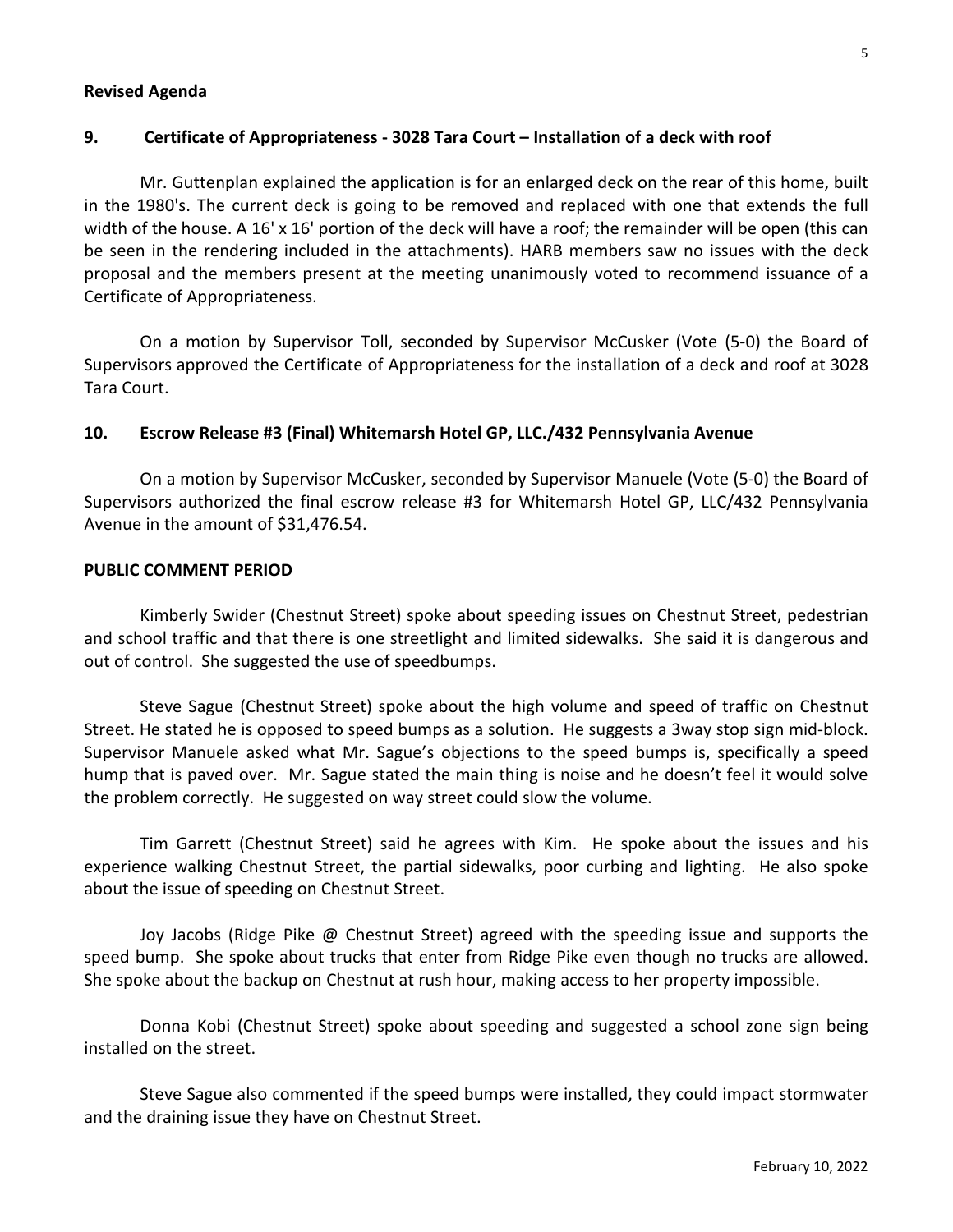**Revised Agenda**

**9. Certificate of Appropriateness - 3028 Tara Court – Installation of a deck with roof**

Mr. Guttenplan explained the application is for an enlarged deck on the rear of this home, built in the 1980's. The current deck is going to be removed and replaced with one that extends the full width of the house. A 16' x 16' portion of the deck will have a roof; the remainder will be open (this can be seen in the rendering included in the attachments). HARB members saw no issues with the deck proposal and the members present at the meeting unanimously voted to recommend issuance of a Certificate of Appropriateness.

On a motion by Supervisor Toll, seconded by Supervisor McCusker (Vote (5-0) the Board of Supervisors approved the Certificate of Appropriateness for the installation of a deck and roof at 3028 Tara Court.

**10. Escrow Release #3 (Final) Whitemarsh Hotel GP, LLC./432 Pennsylvania Avenue**

On a motion by Supervisor McCusker, seconded by Supervisor Manuele (Vote (5-0) the Board of Supervisors authorized the final escrow release #3 for Whitemarsh Hotel GP, LLC/432 Pennsylvania Avenue in the amount of $31,476.54.

**PUBLIC COMMENT PERIOD**

Kimberly Swider (Chestnut Street) spoke about speeding issues on Chestnut Street, pedestrian and school traffic and that there is one streetlight and limited sidewalks. She said it is dangerous and out of control. She suggested the use of speedbumps.

Steve Sague (Chestnut Street) spoke about the high volume and speed of traffic on Chestnut Street. He stated he is opposed to speed bumps as a solution. He suggests a 3way stop sign mid-block. Supervisor Manuele asked what Mr. Sague's objections to the speed bumps is, specifically a speed hump that is paved over. Mr. Sague stated the main thing is noise and he doesn't feel it would solve the problem correctly. He suggested on way street could slow the volume.

Tim Garrett (Chestnut Street) said he agrees with Kim. He spoke about the issues and his experience walking Chestnut Street, the partial sidewalks, poor curbing and lighting. He also spoke about the issue of speeding on Chestnut Street.

Joy Jacobs (Ridge Pike @ Chestnut Street) agreed with the speeding issue and supports the speed bump. She spoke about trucks that enter from Ridge Pike even though no trucks are allowed. She spoke about the backup on Chestnut at rush hour, making access to her property impossible.

Donna Kobi (Chestnut Street) spoke about speeding and suggested a school zone sign being installed on the street.

Steve Sague also commented if the speed bumps were installed, they could impact stormwater and the draining issue they have on Chestnut Street.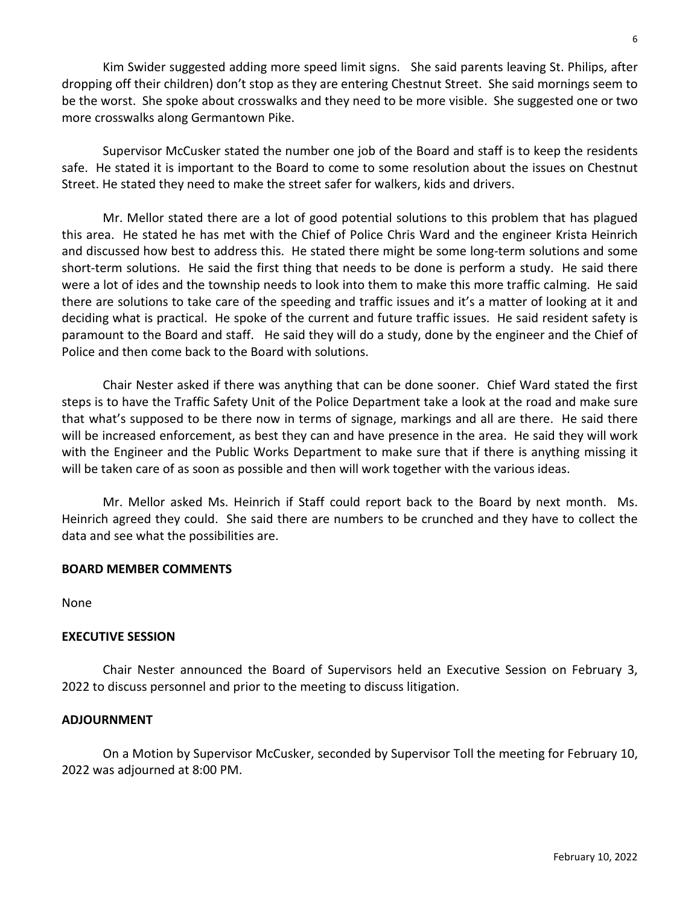Kim Swider suggested adding more speed limit signs. She said parents leaving St. Philips, after dropping off their children) don't stop as they are entering Chestnut Street. She said mornings seem to be the worst. She spoke about crosswalks and they need to be more visible. She suggested one or two more crosswalks along Germantown Pike.

Supervisor McCusker stated the number one job of the Board and staff is to keep the residents safe. He stated it is important to the Board to come to some resolution about the issues on Chestnut Street. He stated they need to make the street safer for walkers, kids and drivers.

Mr. Mellor stated there are a lot of good potential solutions to this problem that has plagued this area. He stated he has met with the Chief of Police Chris Ward and the engineer Krista Heinrich and discussed how best to address this. He stated there might be some long-term solutions and some short-term solutions. He said the first thing that needs to be done is perform a study. He said there were a lot of ides and the township needs to look into them to make this more traffic calming. He said there are solutions to take care of the speeding and traffic issues and it's a matter of looking at it and deciding what is practical. He spoke of the current and future traffic issues. He said resident safety is paramount to the Board and staff. He said they will do a study, done by the engineer and the Chief of Police and then come back to the Board with solutions.

Chair Nester asked if there was anything that can be done sooner. Chief Ward stated the first steps is to have the Traffic Safety Unit of the Police Department take a look at the road and make sure that what's supposed to be there now in terms of signage, markings and all are there. He said there will be increased enforcement, as best they can and have presence in the area. He said they will work with the Engineer and the Public Works Department to make sure that if there is anything missing it will be taken care of as soon as possible and then will work together with the various ideas.

Mr. Mellor asked Ms. Heinrich if Staff could report back to the Board by next month. Ms. Heinrich agreed they could. She said there are numbers to be crunched and they have to collect the data and see what the possibilities are.

**BOARD MEMBER COMMENTS**

None

**EXECUTIVE SESSION**

Chair Nester announced the Board of Supervisors held an Executive Session on February 3, 2022 to discuss personnel and prior to the meeting to discuss litigation.

**ADJOURNMENT**

On a Motion by Supervisor McCusker, seconded by Supervisor Toll the meeting for February 10, 2022 was adjourned at 8:00 PM.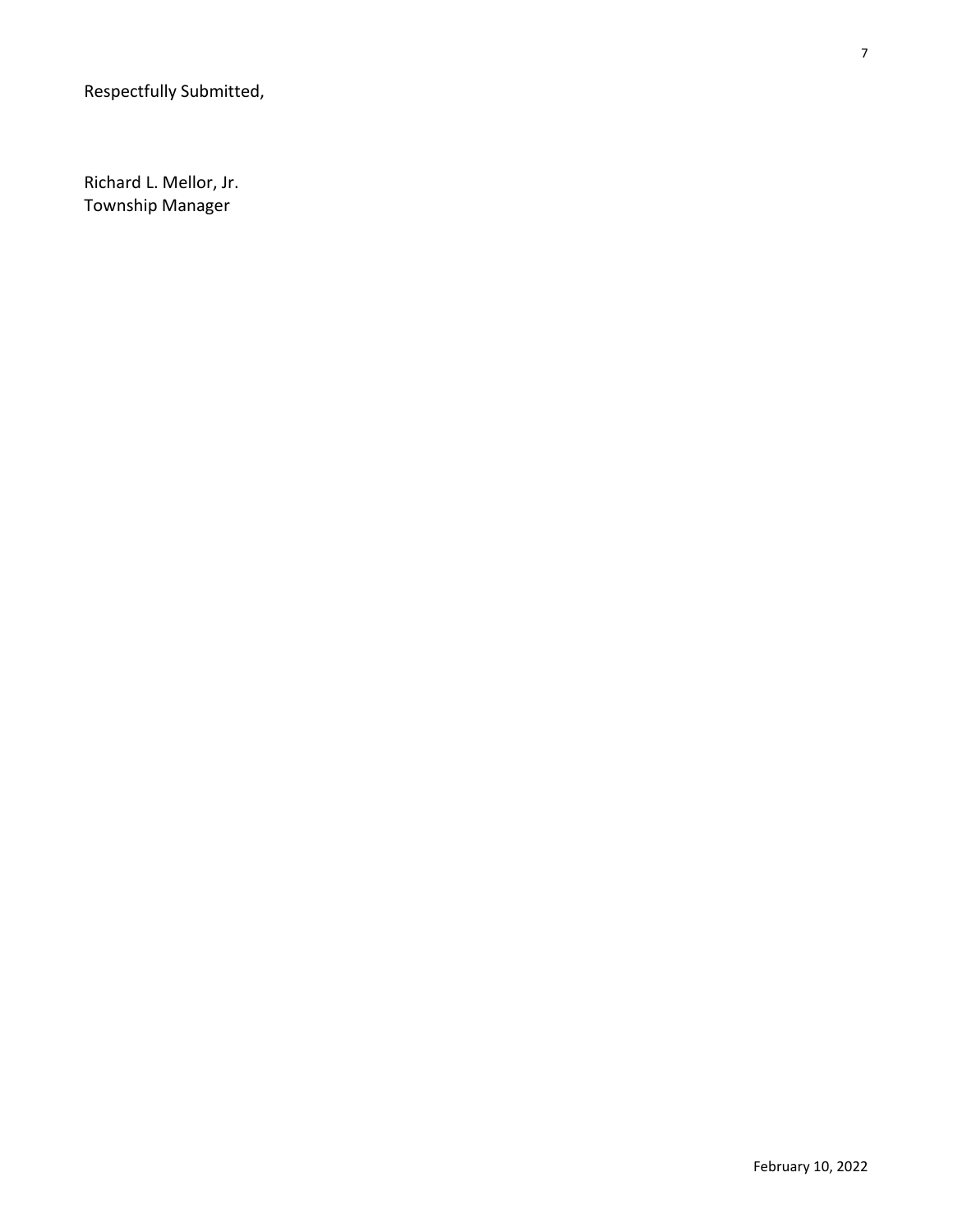Respectfully Submitted,

Richard L. Mellor, Jr.
Township Manager

February 10, 2022